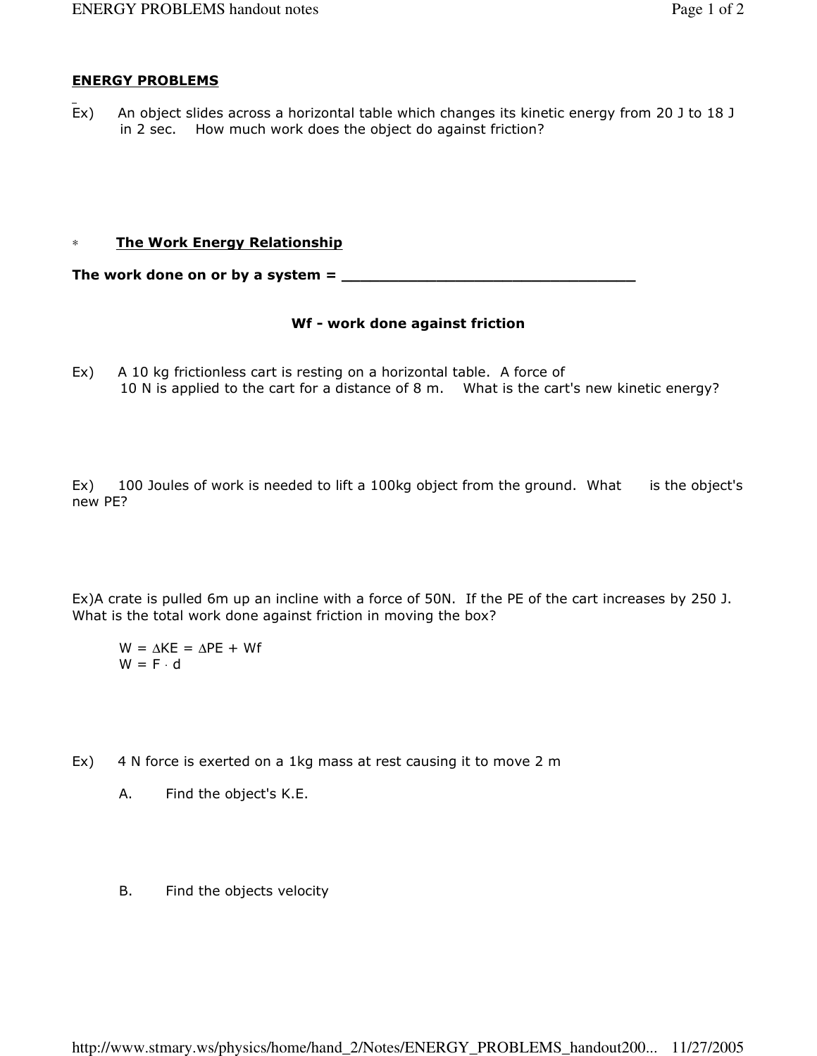## ENERGY PROBLEMS

Ex) An object slides across a horizontal table which changes its kinetic energy from 20 J to 18 J in 2 sec. How much work does the object do against friction?

\* **The Work Energy Relationship**

**The work done on or by a system = ________________________________**

**Wf - work done against friction**

Ex) A 10 kg frictionless cart is resting on a horizontal table. A force of 10 N is applied to the cart for a distance of 8 m. What is the cart's new kinetic energy?

Ex) 100 Joules of work is needed to lift a 100kg object from the ground. What is the object's new PE?

Ex)A crate is pulled 6m up an incline with a force of 50N. If the PE of the cart increases by 250 J. What is the total work done against friction in moving the box?

$W = \Delta KE = \Delta PE + Wf$
$W = F \cdot d$

Ex) 4 N force is exerted on a 1kg mass at rest causing it to move 2 m

A. Find the object's K.E.

B. Find the objects velocity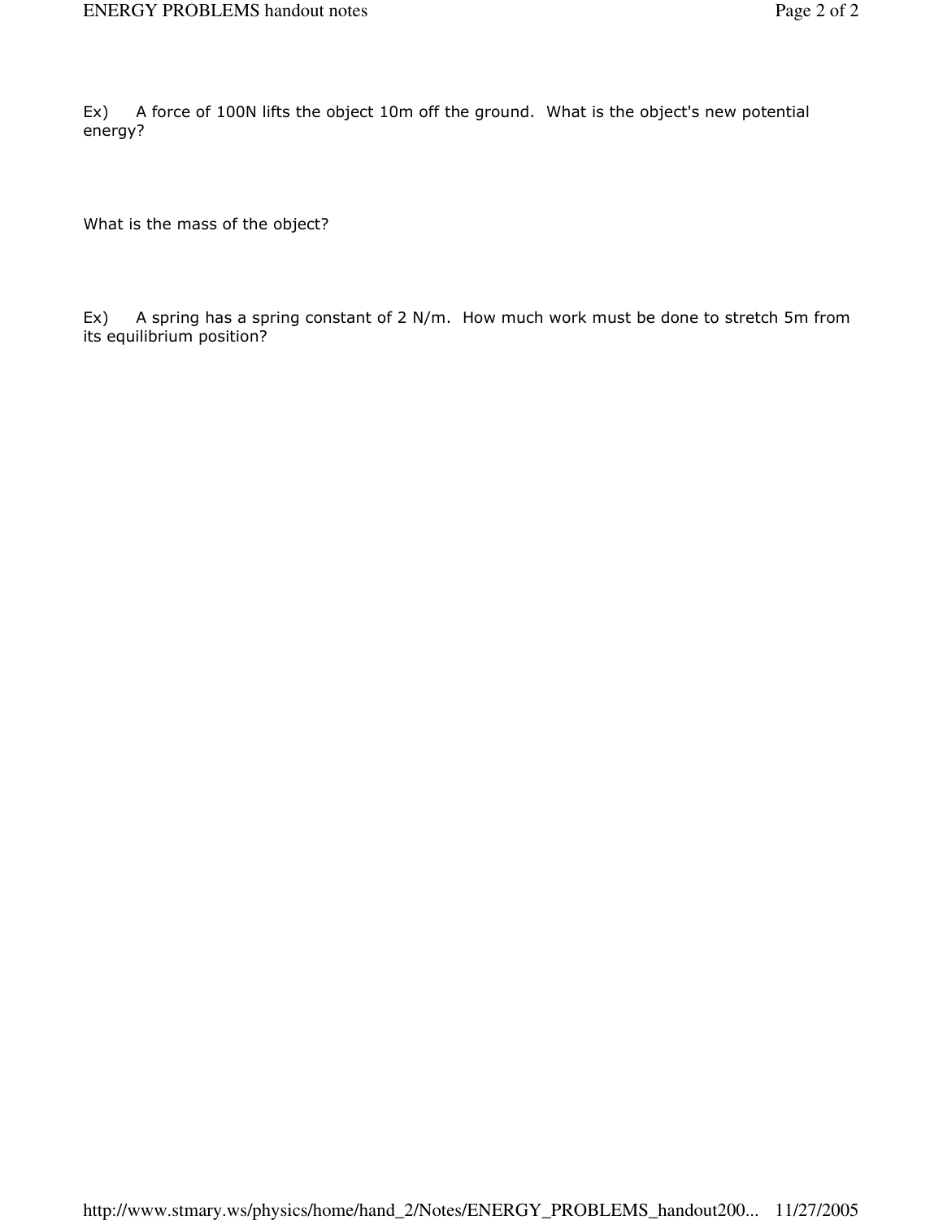Ex) A force of 100N lifts the object 10m off the ground. What is the object's new potential energy?

What is the mass of the object?

Ex) A spring has a spring constant of 2 N/m. How much work must be done to stretch 5m from its equilibrium position?